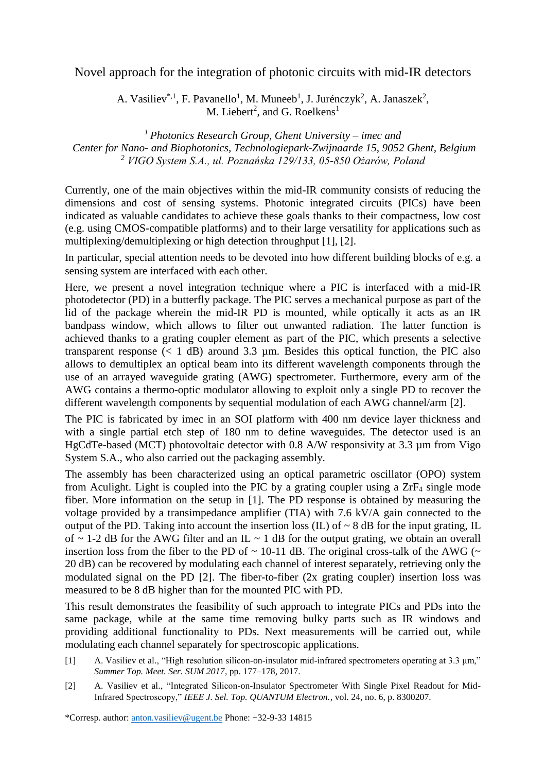# Novel approach for the integration of photonic circuits with mid-IR detectors

A. Vasiliev[*,1], F. Pavanello[1], M. Muneeb[1], J. Jurénczyk[2], A. Janaszek[2], M. Liebert[2], and G. Roelkens[1]

*[1] Photonics Research Group, Ghent University – imec and Center for Nano- and Biophotonics, Technologiepark-Zwijnaarde 15, 9052 Ghent, Belgium*
*[2] VIGO System S.A., ul. Poznańska 129/133, 05-850 Ożarów, Poland*

Currently, one of the main objectives within the mid-IR community consists of reducing the dimensions and cost of sensing systems. Photonic integrated circuits (PICs) have been indicated as valuable candidates to achieve these goals thanks to their compactness, low cost (e.g. using CMOS-compatible platforms) and to their large versatility for applications such as multiplexing/demultiplexing or high detection throughput [1], [2].

In particular, special attention needs to be devoted into how different building blocks of e.g. a sensing system are interfaced with each other.

Here, we present a novel integration technique where a PIC is interfaced with a mid-IR photodetector (PD) in a butterfly package. The PIC serves a mechanical purpose as part of the lid of the package wherein the mid-IR PD is mounted, while optically it acts as an IR bandpass window, which allows to filter out unwanted radiation. The latter function is achieved thanks to a grating coupler element as part of the PIC, which presents a selective transparent response (< 1 dB) around 3.3 µm. Besides this optical function, the PIC also allows to demultiplex an optical beam into its different wavelength components through the use of an arrayed waveguide grating (AWG) spectrometer. Furthermore, every arm of the AWG contains a thermo-optic modulator allowing to exploit only a single PD to recover the different wavelength components by sequential modulation of each AWG channel/arm [2].

The PIC is fabricated by imec in an SOI platform with 400 nm device layer thickness and with a single partial etch step of 180 nm to define waveguides. The detector used is an HgCdTe-based (MCT) photovoltaic detector with 0.8 A/W responsivity at 3.3 µm from Vigo System S.A., who also carried out the packaging assembly.

The assembly has been characterized using an optical parametric oscillator (OPO) system from Aculight. Light is coupled into the PIC by a grating coupler using a $ZrF_4$ single mode fiber. More information on the setup in [1]. The PD response is obtained by measuring the voltage provided by a transimpedance amplifier (TIA) with 7.6 kV/A gain connected to the output of the PD. Taking into account the insertion loss (IL) of ~ 8 dB for the input grating, IL of ~ 1-2 dB for the AWG filter and an IL ~ 1 dB for the output grating, we obtain an overall insertion loss from the fiber to the PD of ~ 10-11 dB. The original cross-talk of the AWG (~ 20 dB) can be recovered by modulating each channel of interest separately, retrieving only the modulated signal on the PD [2]. The fiber-to-fiber (2x grating coupler) insertion loss was measured to be 8 dB higher than for the mounted PIC with PD.

This result demonstrates the feasibility of such approach to integrate PICs and PDs into the same package, while at the same time removing bulky parts such as IR windows and providing additional functionality to PDs. Next measurements will be carried out, while modulating each channel separately for spectroscopic applications.

[1] A. Vasiliev et al., "High resolution silicon-on-insulator mid-infrared spectrometers operating at 3.3 µm," *Summer Top. Meet. Ser. SUM 2017*, pp. 177–178, 2017.

[2] A. Vasiliev et al., "Integrated Silicon-on-Insulator Spectrometer With Single Pixel Readout for Mid-Infrared Spectroscopy," *IEEE J. Sel. Top. QUANTUM Electron.*, vol. 24, no. 6, p. 8300207.

*Corresp. author: anton.vasiliev@ugent.be Phone: +32-9-33 14815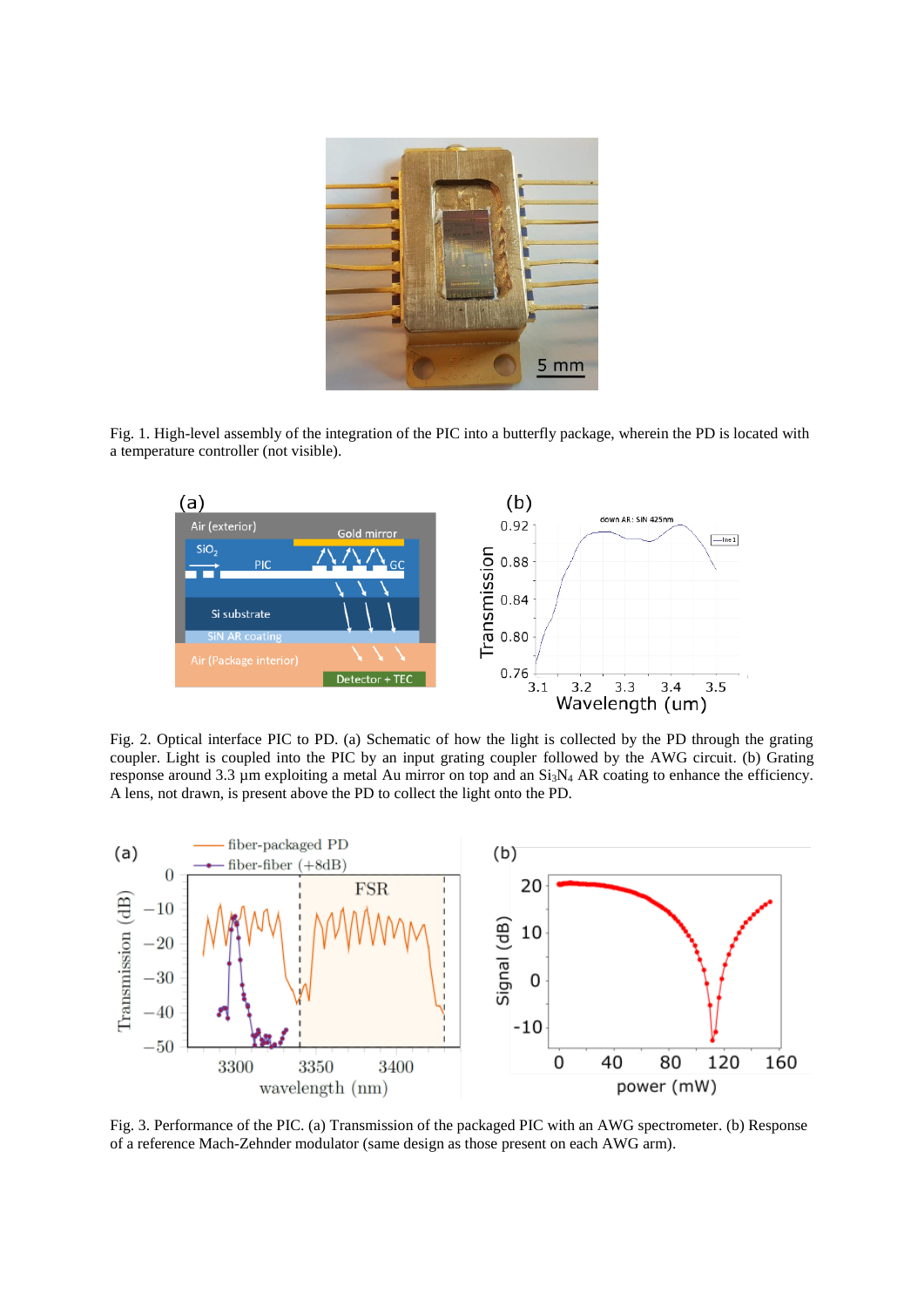5 mm

Fig. 1. High-level assembly of the integration of the PIC into a butterfly package, wherein the PD is located with a temperature controller (not visible).

(a)

Air (exterior)

Gold mirror

$SiO_2$

PIC

GC

Si substrate

SiN AR coating

Air (Package interior)

Detector + TEC

(b)

down AR : SiN 425nm

line 1

Transmission

0.92
0.88
0.84
0.80
0.76

3.1
3.2
3.3
3.4
3.5

Wavelength (um)

Fig. 2. Optical interface PIC to PD. (a) Schematic of how the light is collected by the PD through the grating coupler. Light is coupled into the PIC by an input grating coupler followed by the AWG circuit. (b) Grating response around 3.3 µm exploiting a metal Au mirror on top and an $Si_3N_4$ AR coating to enhance the efficiency. A lens, not drawn, is present above the PD to collect the light onto the PD.

(a)

fiber-packaged PD

fiber-fiber (+8dB)

FSR

Transmission (dB)

0
−10
−20
−30
−40
−50

3300
3350
3400

wavelength (nm)

(b)

Signal (dB)

20
10
0
-10

0
40
80
120
160

power (mW)

Fig. 3. Performance of the PIC. (a) Transmission of the packaged PIC with an AWG spectrometer. (b) Response of a reference Mach-Zehnder modulator (same design as those present on each AWG arm).